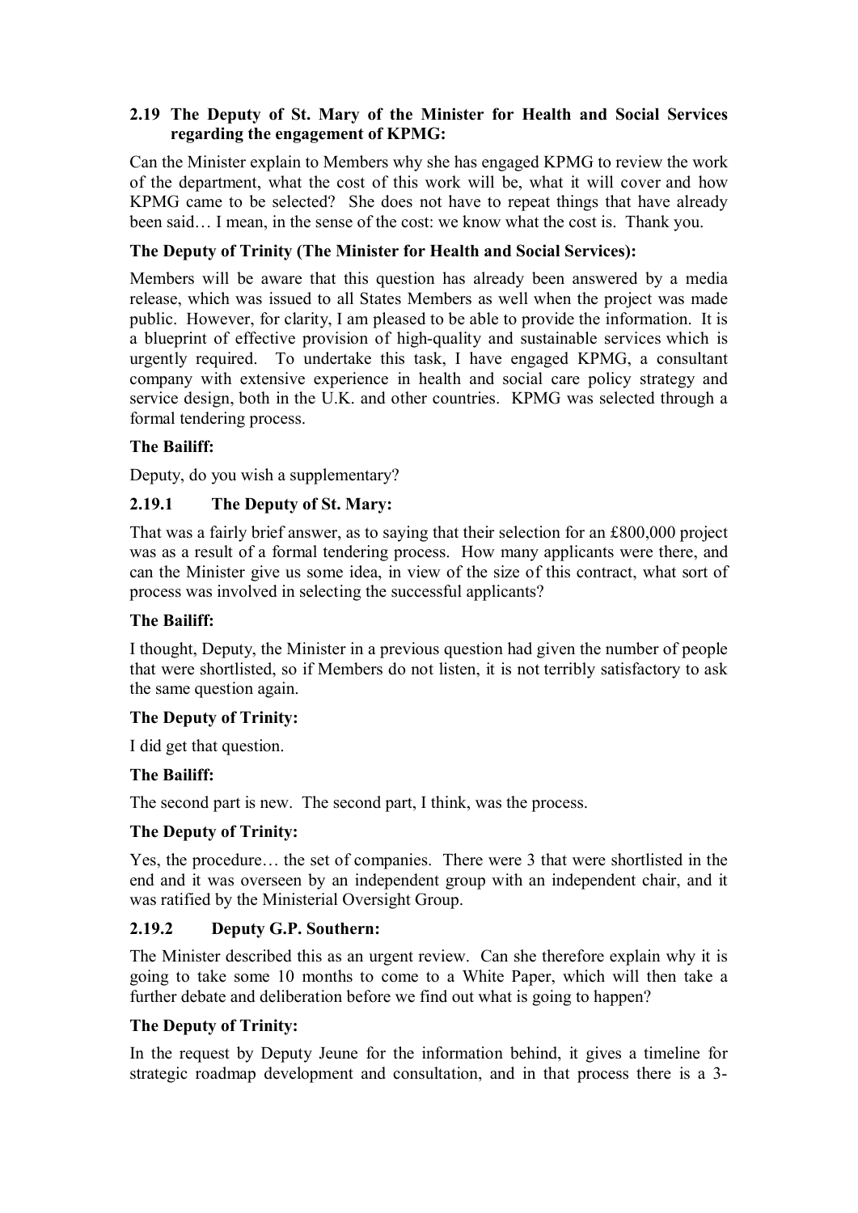### 2.19 The Deputy of St. Mary of the Minister for Health and Social Services regarding the engagement of KPMG:

Can the Minister explain to Members why she has engaged KPMG to review the work of the department, what the cost of this work will be, what it will cover and how KPMG came to be selected? She does not have to repeat things that have already been said… I mean, in the sense of the cost: we know what the cost is. Thank you.

**The Deputy of Trinity (The Minister for Health and Social Services):**

Members will be aware that this question has already been answered by a media release, which was issued to all States Members as well when the project was made public. However, for clarity, I am pleased to be able to provide the information. It is a blueprint of effective provision of high-quality and sustainable services which is urgently required. To undertake this task, I have engaged KPMG, a consultant company with extensive experience in health and social care policy strategy and service design, both in the U.K. and other countries. KPMG was selected through a formal tendering process.

**The Bailiff:**

Deputy, do you wish a supplementary?

#### 2.19.1 The Deputy of St. Mary:

That was a fairly brief answer, as to saying that their selection for an £800,000 project was as a result of a formal tendering process. How many applicants were there, and can the Minister give us some idea, in view of the size of this contract, what sort of process was involved in selecting the successful applicants?

**The Bailiff:**

I thought, Deputy, the Minister in a previous question had given the number of people that were shortlisted, so if Members do not listen, it is not terribly satisfactory to ask the same question again.

**The Deputy of Trinity:**

I did get that question.

**The Bailiff:**

The second part is new. The second part, I think, was the process.

**The Deputy of Trinity:**

Yes, the procedure… the set of companies. There were 3 that were shortlisted in the end and it was overseen by an independent group with an independent chair, and it was ratified by the Ministerial Oversight Group.

#### 2.19.2 Deputy G.P. Southern:

The Minister described this as an urgent review. Can she therefore explain why it is going to take some 10 months to come to a White Paper, which will then take a further debate and deliberation before we find out what is going to happen?

**The Deputy of Trinity:**

In the request by Deputy Jeune for the information behind, it gives a timeline for strategic roadmap development and consultation, and in that process there is a 3-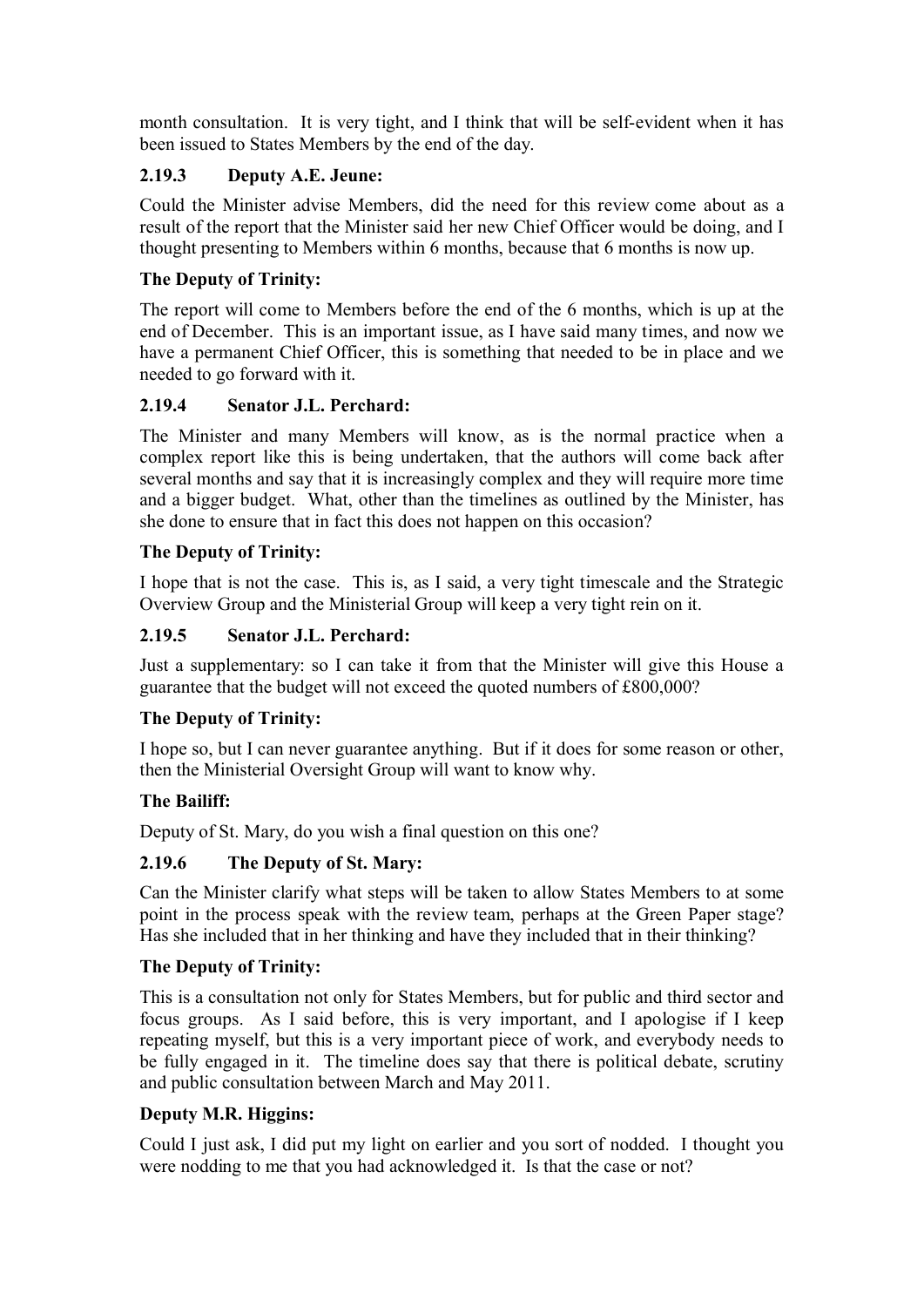month consultation. It is very tight, and I think that will be self-evident when it has been issued to States Members by the end of the day.

### 2.19.3 Deputy A.E. Jeune:

Could the Minister advise Members, did the need for this review come about as a result of the report that the Minister said her new Chief Officer would be doing, and I thought presenting to Members within 6 months, because that 6 months is now up.

**The Deputy of Trinity:**

The report will come to Members before the end of the 6 months, which is up at the end of December. This is an important issue, as I have said many times, and now we have a permanent Chief Officer, this is something that needed to be in place and we needed to go forward with it.

### 2.19.4 Senator J.L. Perchard:

The Minister and many Members will know, as is the normal practice when a complex report like this is being undertaken, that the authors will come back after several months and say that it is increasingly complex and they will require more time and a bigger budget. What, other than the timelines as outlined by the Minister, has she done to ensure that in fact this does not happen on this occasion?

**The Deputy of Trinity:**

I hope that is not the case. This is, as I said, a very tight timescale and the Strategic Overview Group and the Ministerial Group will keep a very tight rein on it.

### 2.19.5 Senator J.L. Perchard:

Just a supplementary: so I can take it from that the Minister will give this House a guarantee that the budget will not exceed the quoted numbers of £800,000?

**The Deputy of Trinity:**

I hope so, but I can never guarantee anything. But if it does for some reason or other, then the Ministerial Oversight Group will want to know why.

**The Bailiff:**

Deputy of St. Mary, do you wish a final question on this one?

### 2.19.6 The Deputy of St. Mary:

Can the Minister clarify what steps will be taken to allow States Members to at some point in the process speak with the review team, perhaps at the Green Paper stage? Has she included that in her thinking and have they included that in their thinking?

**The Deputy of Trinity:**

This is a consultation not only for States Members, but for public and third sector and focus groups. As I said before, this is very important, and I apologise if I keep repeating myself, but this is a very important piece of work, and everybody needs to be fully engaged in it. The timeline does say that there is political debate, scrutiny and public consultation between March and May 2011.

**Deputy M.R. Higgins:**

Could I just ask, I did put my light on earlier and you sort of nodded. I thought you were nodding to me that you had acknowledged it. Is that the case or not?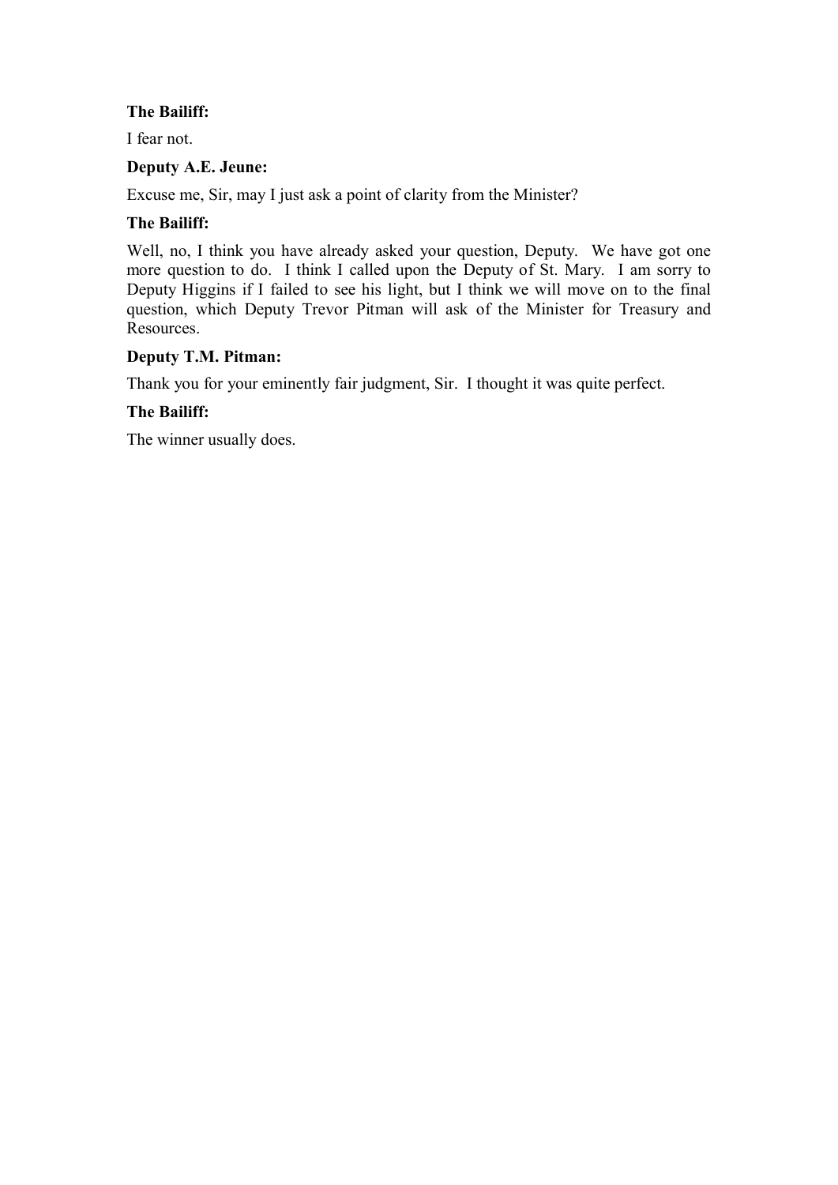**The Bailiff:**

I fear not.

**Deputy A.E. Jeune:**

Excuse me, Sir, may I just ask a point of clarity from the Minister?

**The Bailiff:**

Well, no, I think you have already asked your question, Deputy. We have got one more question to do. I think I called upon the Deputy of St. Mary. I am sorry to Deputy Higgins if I failed to see his light, but I think we will move on to the final question, which Deputy Trevor Pitman will ask of the Minister for Treasury and Resources.

**Deputy T.M. Pitman:**

Thank you for your eminently fair judgment, Sir. I thought it was quite perfect.

**The Bailiff:**

The winner usually does.